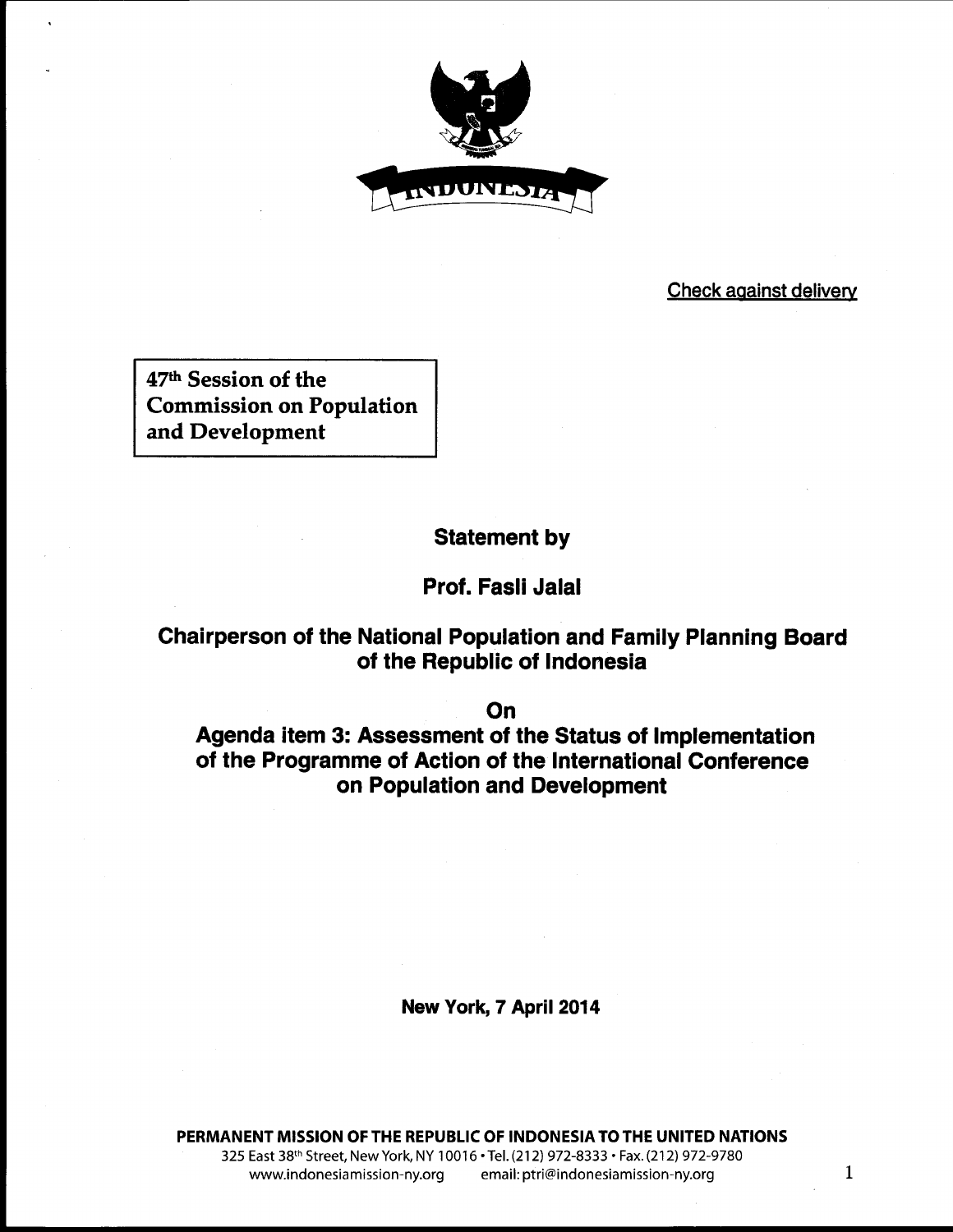INDONESIA

Check against delivery

**47th Session of the Commission on Population and Development**

**Statement by**

**Prof. Fasli Jalal**

**Chairperson of the National Population and Family Planning Board of the Republic of Indonesia**

**On**

**Agenda item 3: Assessment of the Status of Implementation of the Programme of Action of the International Conference on Population and Development**

**New York, 7 April 2014**

**PERMANENT MISSION OF THE REPUBLIC OF INDONESIA TO THE UNITED NATIONS**

325 East 38th Street, New York, NY 10016 • Tel. (212) 972-8333 • Fax. (212) 972-9780

www.indonesiamission-ny.org email: ptri@indonesiamission-ny.org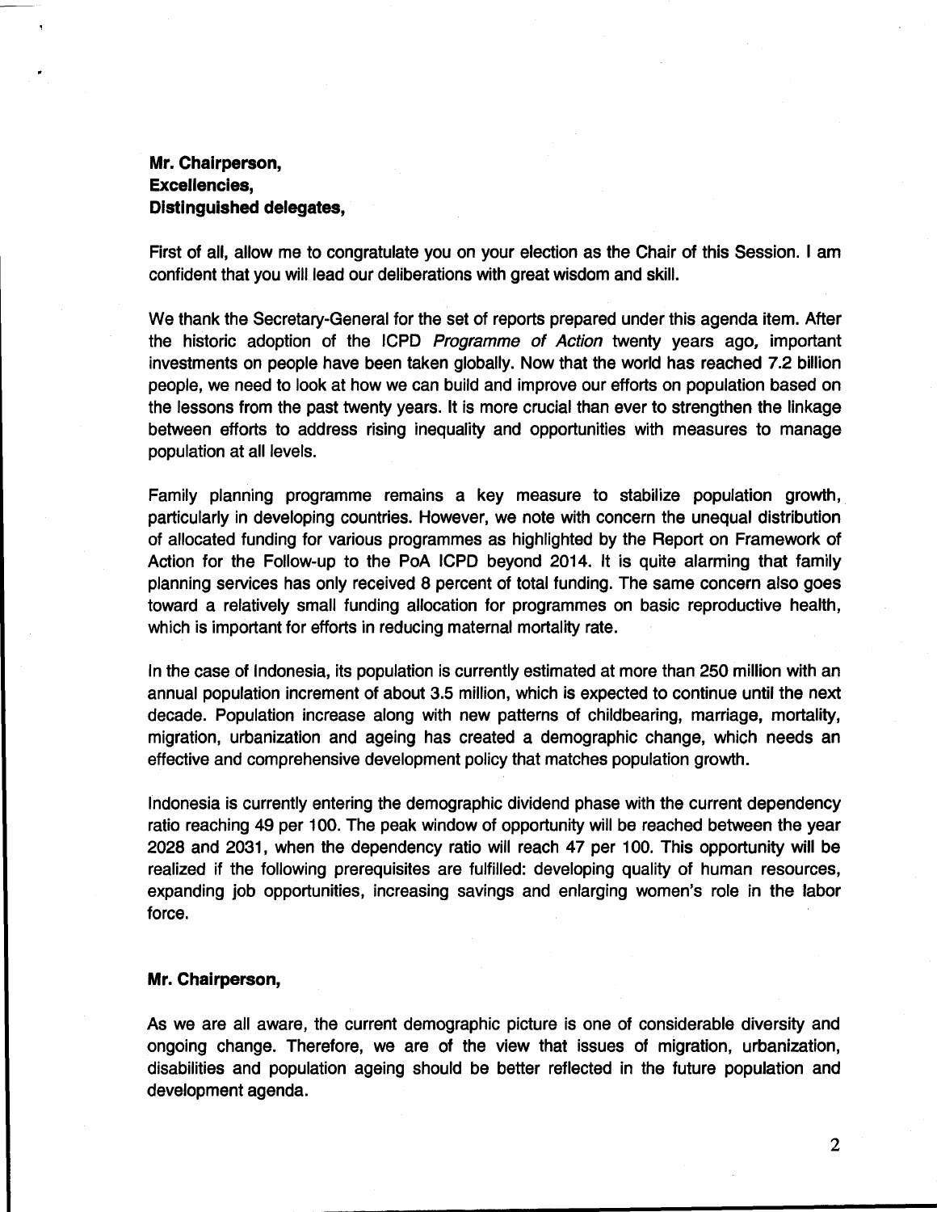**Mr. Chairperson,**
**Excellencies,**
**Distinguished delegates,**

First of all, allow me to congratulate you on your election as the Chair of this Session. I am confident that you will lead our deliberations with great wisdom and skill.

We thank the Secretary-General for the set of reports prepared under this agenda item. After the historic adoption of the ICPD *Programme of Action* twenty years ago, important investments on people have been taken globally. Now that the world has reached 7.2 billion people, we need to look at how we can build and improve our efforts on population based on the lessons from the past twenty years. It is more crucial than ever to strengthen the linkage between efforts to address rising inequality and opportunities with measures to manage population at all levels.

Family planning programme remains a key measure to stabilize population growth, particularly in developing countries. However, we note with concern the unequal distribution of allocated funding for various programmes as highlighted by the Report on Framework of Action for the Follow-up to the PoA ICPD beyond 2014. It is quite alarming that family planning services has only received 8 percent of total funding. The same concern also goes toward a relatively small funding allocation for programmes on basic reproductive health, which is important for efforts in reducing maternal mortality rate.

In the case of Indonesia, its population is currently estimated at more than 250 million with an annual population increment of about 3.5 million, which is expected to continue until the next decade. Population increase along with new patterns of childbearing, marriage, mortality, migration, urbanization and ageing has created a demographic change, which needs an effective and comprehensive development policy that matches population growth.

Indonesia is currently entering the demographic dividend phase with the current dependency ratio reaching 49 per 100. The peak window of opportunity will be reached between the year 2028 and 2031, when the dependency ratio will reach 47 per 100. This opportunity will be realized if the following prerequisites are fulfilled: developing quality of human resources, expanding job opportunities, increasing savings and enlarging women's role in the labor force.

**Mr. Chairperson,**

As we are all aware, the current demographic picture is one of considerable diversity and ongoing change. Therefore, we are of the view that issues of migration, urbanization, disabilities and population ageing should be better reflected in the future population and development agenda.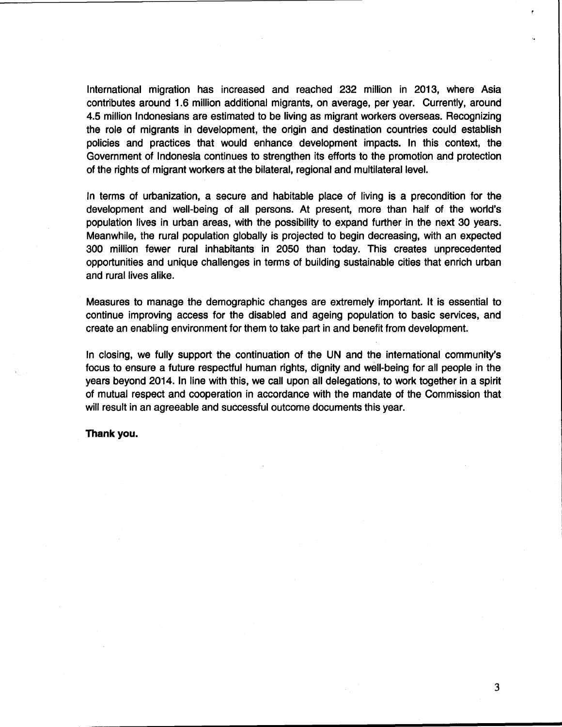International migration has increased and reached 232 million in 2013, where Asia contributes around 1.6 million additional migrants, on average, per year. Currently, around 4.5 million Indonesians are estimated to be living as migrant workers overseas. Recognizing the role of migrants in development, the origin and destination countries could establish policies and practices that would enhance development impacts. In this context, the Government of Indonesia continues to strengthen its efforts to the promotion and protection of the rights of migrant workers at the bilateral, regional and multilateral level.

In terms of urbanization, a secure and habitable place of living is a precondition for the development and well-being of all persons. At present, more than half of the world's population lives in urban areas, with the possibility to expand further in the next 30 years. Meanwhile, the rural population globally is projected to begin decreasing, with an expected 300 million fewer rural inhabitants in 2050 than today. This creates unprecedented opportunities and unique challenges in terms of building sustainable cities that enrich urban and rural lives alike.

Measures to manage the demographic changes are extremely important. It is essential to continue improving access for the disabled and ageing population to basic services, and create an enabling environment for them to take part in and benefit from development.

In closing, we fully support the continuation of the UN and the international community's focus to ensure a future respectful human rights, dignity and well-being for all people in the years beyond 2014. In line with this, we call upon all delegations, to work together in a spirit of mutual respect and cooperation in accordance with the mandate of the Commission that will result in an agreeable and successful outcome documents this year.

**Thank you.**